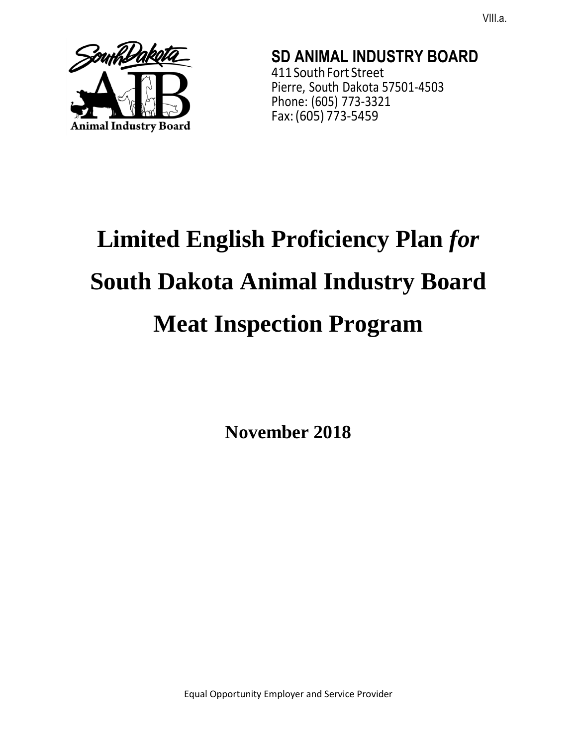VIII.a.

**SD ANIMAL INDUSTRY BOARD**
411 South Fort Street
Pierre, South Dakota 57501-4503
Phone: (605) 773-3321
Fax: (605) 773-5459

# Limited English Proficiency Plan *for* South Dakota Animal Industry Board Meat Inspection Program

**November 2018**

Equal Opportunity Employer and Service Provider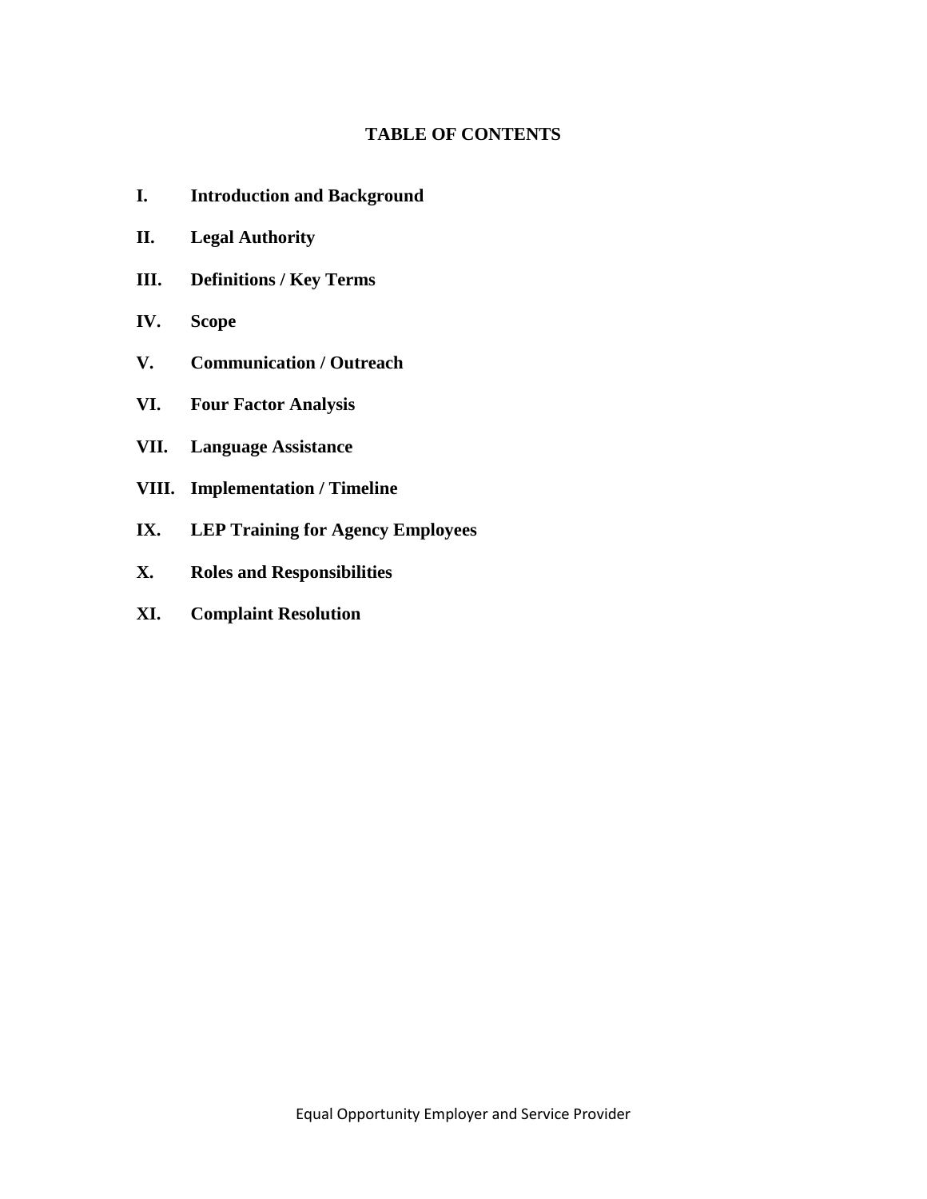# TABLE OF CONTENTS

**I. Introduction and Background**

**II. Legal Authority**

**III. Definitions / Key Terms**

**IV. Scope**

**V. Communication / Outreach**

**VI. Four Factor Analysis**

**VII. Language Assistance**

**VIII. Implementation / Timeline**

**IX. LEP Training for Agency Employees**

**X. Roles and Responsibilities**

**XI. Complaint Resolution**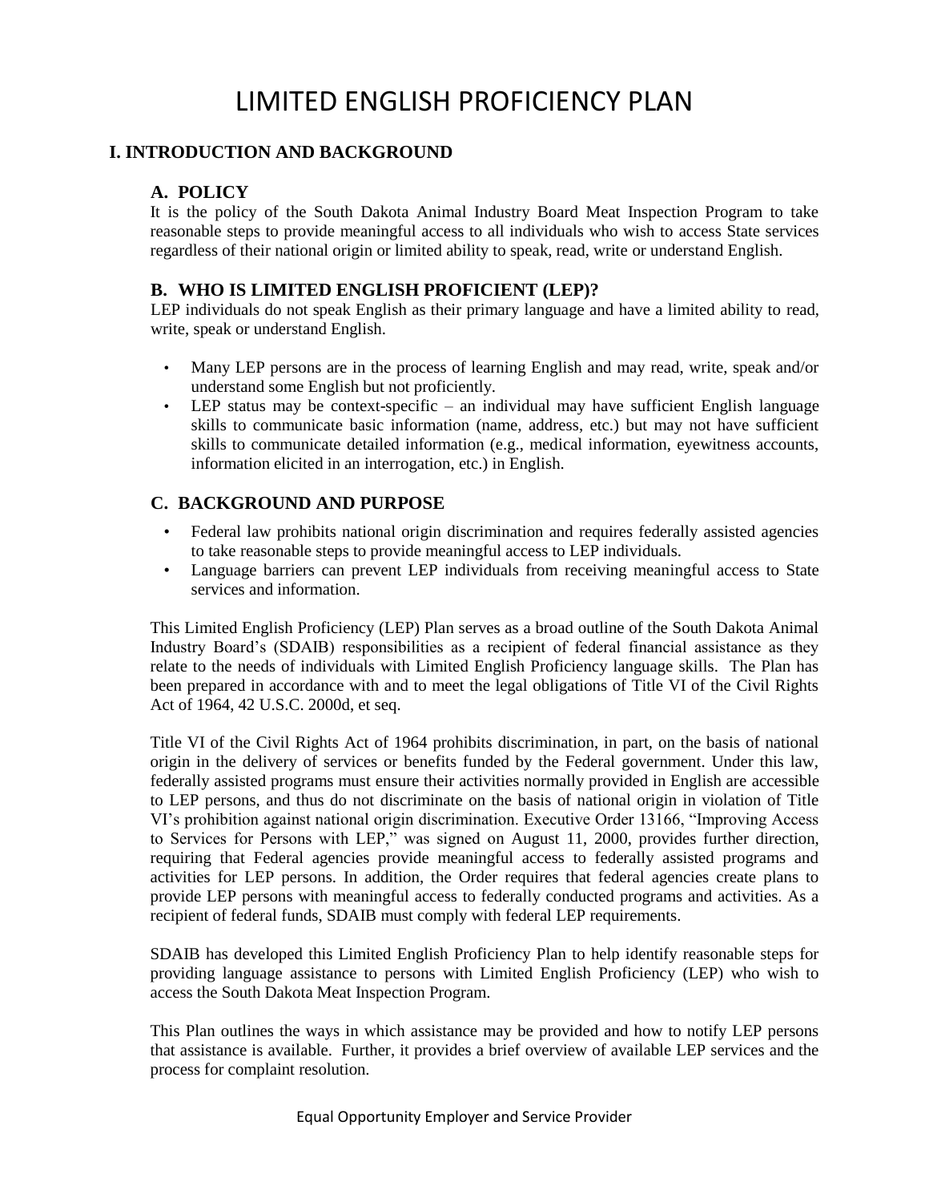# LIMITED ENGLISH PROFICIENCY PLAN

## I. INTRODUCTION AND BACKGROUND

### A. POLICY

It is the policy of the South Dakota Animal Industry Board Meat Inspection Program to take reasonable steps to provide meaningful access to all individuals who wish to access State services regardless of their national origin or limited ability to speak, read, write or understand English.

### B. WHO IS LIMITED ENGLISH PROFICIENT (LEP)?

LEP individuals do not speak English as their primary language and have a limited ability to read, write, speak or understand English.

- Many LEP persons are in the process of learning English and may read, write, speak and/or understand some English but not proficiently.
- LEP status may be context-specific – an individual may have sufficient English language skills to communicate basic information (name, address, etc.) but may not have sufficient skills to communicate detailed information (e.g., medical information, eyewitness accounts, information elicited in an interrogation, etc.) in English.

### C. BACKGROUND AND PURPOSE

- Federal law prohibits national origin discrimination and requires federally assisted agencies to take reasonable steps to provide meaningful access to LEP individuals.
- Language barriers can prevent LEP individuals from receiving meaningful access to State services and information.

This Limited English Proficiency (LEP) Plan serves as a broad outline of the South Dakota Animal Industry Board's (SDAIB) responsibilities as a recipient of federal financial assistance as they relate to the needs of individuals with Limited English Proficiency language skills. The Plan has been prepared in accordance with and to meet the legal obligations of Title VI of the Civil Rights Act of 1964, 42 U.S.C. 2000d, et seq.

Title VI of the Civil Rights Act of 1964 prohibits discrimination, in part, on the basis of national origin in the delivery of services or benefits funded by the Federal government. Under this law, federally assisted programs must ensure their activities normally provided in English are accessible to LEP persons, and thus do not discriminate on the basis of national origin in violation of Title VI's prohibition against national origin discrimination. Executive Order 13166, "Improving Access to Services for Persons with LEP," was signed on August 11, 2000, provides further direction, requiring that Federal agencies provide meaningful access to federally assisted programs and activities for LEP persons. In addition, the Order requires that federal agencies create plans to provide LEP persons with meaningful access to federally conducted programs and activities. As a recipient of federal funds, SDAIB must comply with federal LEP requirements.

SDAIB has developed this Limited English Proficiency Plan to help identify reasonable steps for providing language assistance to persons with Limited English Proficiency (LEP) who wish to access the South Dakota Meat Inspection Program.

This Plan outlines the ways in which assistance may be provided and how to notify LEP persons that assistance is available. Further, it provides a brief overview of available LEP services and the process for complaint resolution.

Equal Opportunity Employer and Service Provider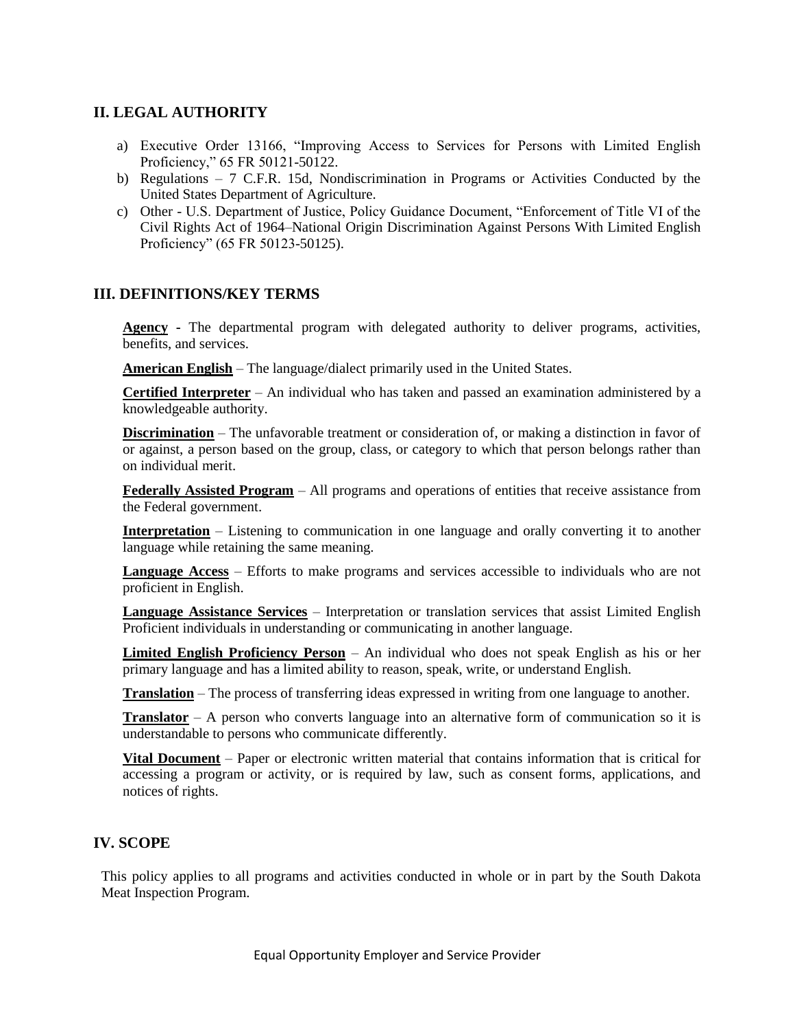## II. LEGAL AUTHORITY

a) Executive Order 13166, "Improving Access to Services for Persons with Limited English Proficiency," 65 FR 50121-50122.
b) Regulations – 7 C.F.R. 15d, Nondiscrimination in Programs or Activities Conducted by the United States Department of Agriculture.
c) Other - U.S. Department of Justice, Policy Guidance Document, "Enforcement of Title VI of the Civil Rights Act of 1964–National Origin Discrimination Against Persons With Limited English Proficiency" (65 FR 50123-50125).

## III. DEFINITIONS/KEY TERMS

**Agency** - The departmental program with delegated authority to deliver programs, activities, benefits, and services.

**American English** – The language/dialect primarily used in the United States.

**Certified Interpreter** – An individual who has taken and passed an examination administered by a knowledgeable authority.

**Discrimination** – The unfavorable treatment or consideration of, or making a distinction in favor of or against, a person based on the group, class, or category to which that person belongs rather than on individual merit.

**Federally Assisted Program** – All programs and operations of entities that receive assistance from the Federal government.

**Interpretation** – Listening to communication in one language and orally converting it to another language while retaining the same meaning.

**Language Access** – Efforts to make programs and services accessible to individuals who are not proficient in English.

**Language Assistance Services** – Interpretation or translation services that assist Limited English Proficient individuals in understanding or communicating in another language.

**Limited English Proficiency Person** – An individual who does not speak English as his or her primary language and has a limited ability to reason, speak, write, or understand English.

**Translation** – The process of transferring ideas expressed in writing from one language to another.

**Translator** – A person who converts language into an alternative form of communication so it is understandable to persons who communicate differently.

**Vital Document** – Paper or electronic written material that contains information that is critical for accessing a program or activity, or is required by law, such as consent forms, applications, and notices of rights.

## IV. SCOPE

This policy applies to all programs and activities conducted in whole or in part by the South Dakota Meat Inspection Program.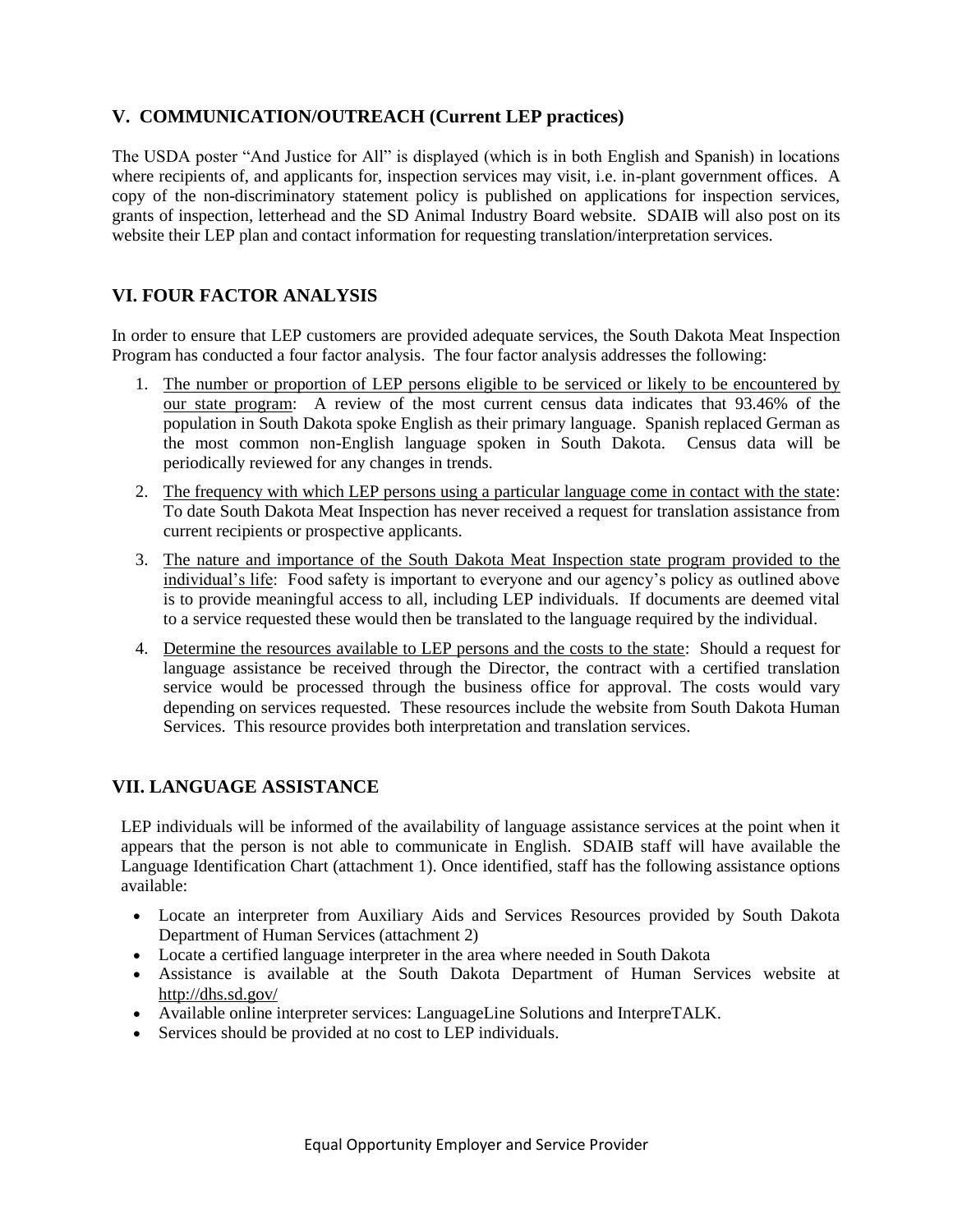## V. COMMUNICATION/OUTREACH (Current LEP practices)

The USDA poster "And Justice for All" is displayed (which is in both English and Spanish) in locations where recipients of, and applicants for, inspection services may visit, i.e. in-plant government offices. A copy of the non-discriminatory statement policy is published on applications for inspection services, grants of inspection, letterhead and the SD Animal Industry Board website. SDAIB will also post on its website their LEP plan and contact information for requesting translation/interpretation services.

## VI. FOUR FACTOR ANALYSIS

In order to ensure that LEP customers are provided adequate services, the South Dakota Meat Inspection Program has conducted a four factor analysis. The four factor analysis addresses the following:

1. The number or proportion of LEP persons eligible to be serviced or likely to be encountered by our state program: A review of the most current census data indicates that 93.46% of the population in South Dakota spoke English as their primary language. Spanish replaced German as the most common non-English language spoken in South Dakota. Census data will be periodically reviewed for any changes in trends.
2. The frequency with which LEP persons using a particular language come in contact with the state: To date South Dakota Meat Inspection has never received a request for translation assistance from current recipients or prospective applicants.
3. The nature and importance of the South Dakota Meat Inspection state program provided to the individual's life: Food safety is important to everyone and our agency's policy as outlined above is to provide meaningful access to all, including LEP individuals. If documents are deemed vital to a service requested these would then be translated to the language required by the individual.
4. Determine the resources available to LEP persons and the costs to the state: Should a request for language assistance be received through the Director, the contract with a certified translation service would be processed through the business office for approval. The costs would vary depending on services requested. These resources include the website from South Dakota Human Services. This resource provides both interpretation and translation services.

## VII. LANGUAGE ASSISTANCE

LEP individuals will be informed of the availability of language assistance services at the point when it appears that the person is not able to communicate in English. SDAIB staff will have available the Language Identification Chart (attachment 1). Once identified, staff has the following assistance options available:

- Locate an interpreter from Auxiliary Aids and Services Resources provided by South Dakota Department of Human Services (attachment 2)
- Locate a certified language interpreter in the area where needed in South Dakota
- Assistance is available at the South Dakota Department of Human Services website at http://dhs.sd.gov/
- Available online interpreter services: LanguageLine Solutions and InterpreTALK.
- Services should be provided at no cost to LEP individuals.

Equal Opportunity Employer and Service Provider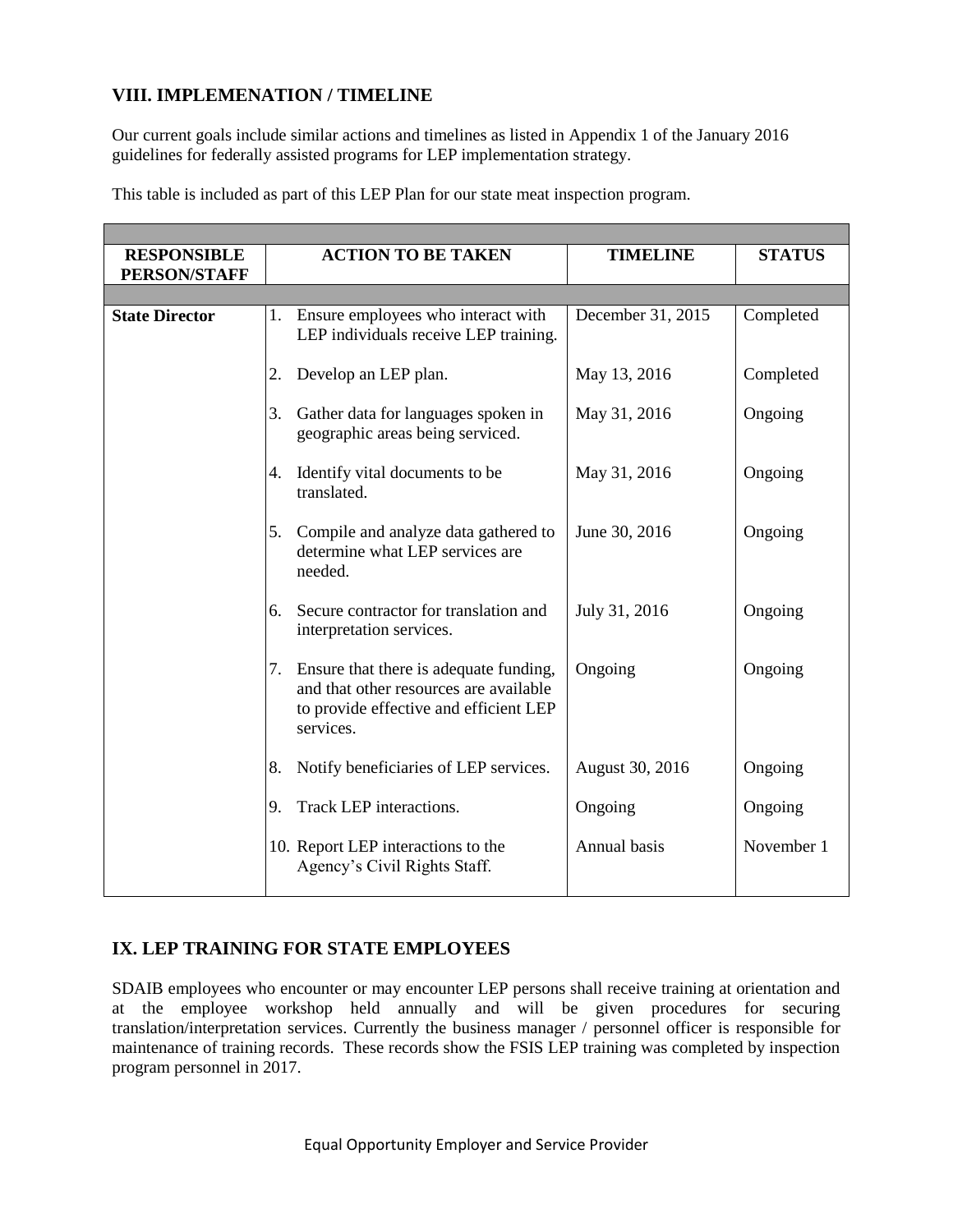## VIII. IMPLEMENATION / TIMELINE

Our current goals include similar actions and timelines as listed in Appendix 1 of the January 2016 guidelines for federally assisted programs for LEP implementation strategy.

This table is included as part of this LEP Plan for our state meat inspection program.

| RESPONSIBLE PERSON/STAFF | ACTION TO BE TAKEN | TIMELINE | STATUS |
|---|---|---|---|
| **State Director** | 1. Ensure employees who interact with LEP individuals receive LEP training. | December 31, 2015 | Completed |
| | 2. Develop an LEP plan. | May 13, 2016 | Completed |
| | 3. Gather data for languages spoken in geographic areas being serviced. | May 31, 2016 | Ongoing |
| | 4. Identify vital documents to be translated. | May 31, 2016 | Ongoing |
| | 5. Compile and analyze data gathered to determine what LEP services are needed. | June 30, 2016 | Ongoing |
| | 6. Secure contractor for translation and interpretation services. | July 31, 2016 | Ongoing |
| | 7. Ensure that there is adequate funding, and that other resources are available to provide effective and efficient LEP services. | Ongoing | Ongoing |
| | 8. Notify beneficiaries of LEP services. | August 30, 2016 | Ongoing |
| | 9. Track LEP interactions. | Ongoing | Ongoing |
| | 10. Report LEP interactions to the Agency's Civil Rights Staff. | Annual basis | November 1 |

## IX. LEP TRAINING FOR STATE EMPLOYEES

SDAIB employees who encounter or may encounter LEP persons shall receive training at orientation and at the employee workshop held annually and will be given procedures for securing translation/interpretation services. Currently the business manager / personnel officer is responsible for maintenance of training records. These records show the FSIS LEP training was completed by inspection program personnel in 2017.

Equal Opportunity Employer and Service Provider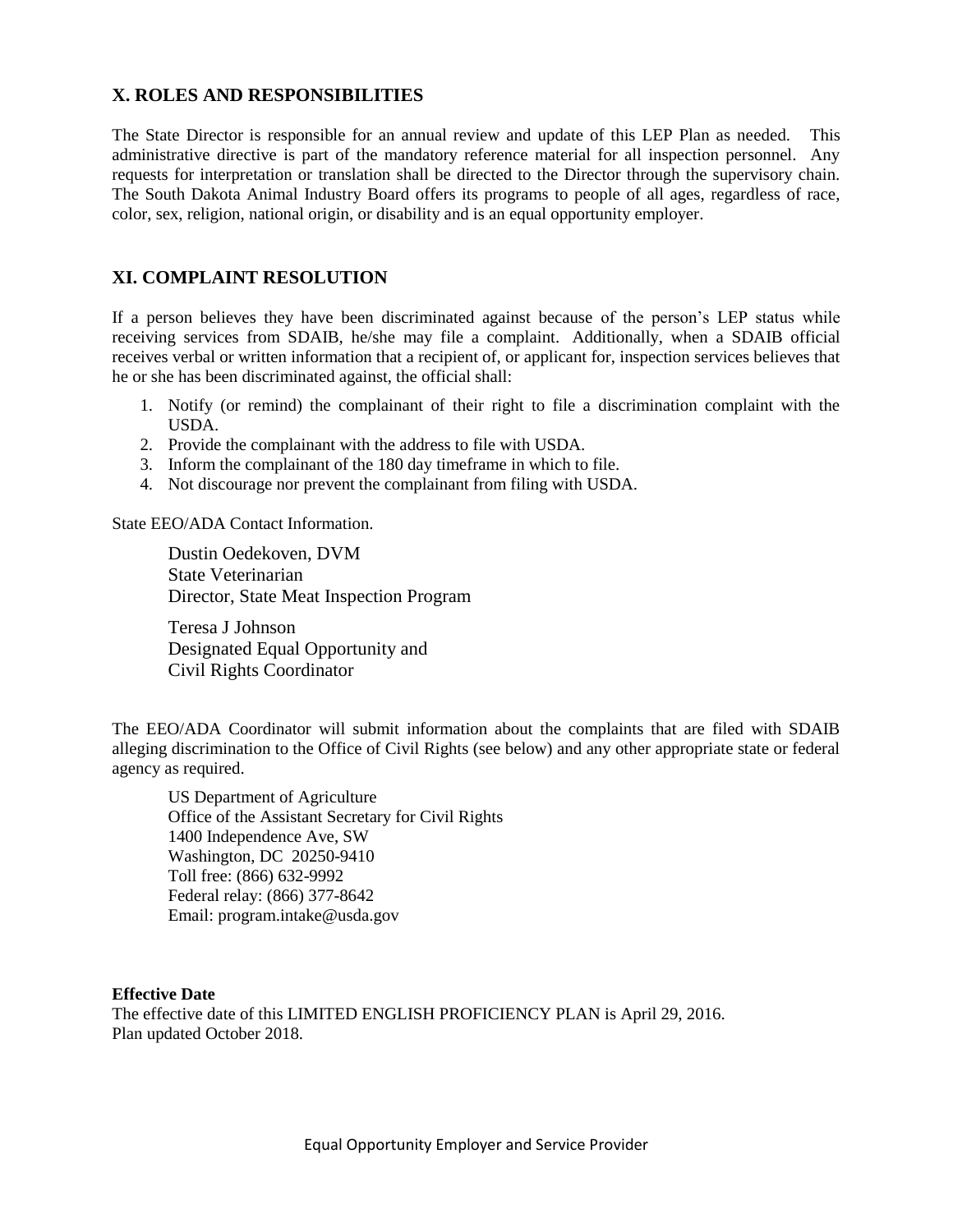## X. ROLES AND RESPONSIBILITIES

The State Director is responsible for an annual review and update of this LEP Plan as needed. This administrative directive is part of the mandatory reference material for all inspection personnel. Any requests for interpretation or translation shall be directed to the Director through the supervisory chain. The South Dakota Animal Industry Board offers its programs to people of all ages, regardless of race, color, sex, religion, national origin, or disability and is an equal opportunity employer.

## XI. COMPLAINT RESOLUTION

If a person believes they have been discriminated against because of the person's LEP status while receiving services from SDAIB, he/she may file a complaint. Additionally, when a SDAIB official receives verbal or written information that a recipient of, or applicant for, inspection services believes that he or she has been discriminated against, the official shall:

1. Notify (or remind) the complainant of their right to file a discrimination complaint with the USDA.
2. Provide the complainant with the address to file with USDA.
3. Inform the complainant of the 180 day timeframe in which to file.
4. Not discourage nor prevent the complainant from filing with USDA.

State EEO/ADA Contact Information.

Dustin Oedekoven, DVM
State Veterinarian
Director, State Meat Inspection Program

Teresa J Johnson
Designated Equal Opportunity and
Civil Rights Coordinator

The EEO/ADA Coordinator will submit information about the complaints that are filed with SDAIB alleging discrimination to the Office of Civil Rights (see below) and any other appropriate state or federal agency as required.

US Department of Agriculture
Office of the Assistant Secretary for Civil Rights
1400 Independence Ave, SW
Washington, DC 20250-9410
Toll free: (866) 632-9992
Federal relay: (866) 377-8642
Email: program.intake@usda.gov

**Effective Date**
The effective date of this LIMITED ENGLISH PROFICIENCY PLAN is April 29, 2016.
Plan updated October 2018.

Equal Opportunity Employer and Service Provider